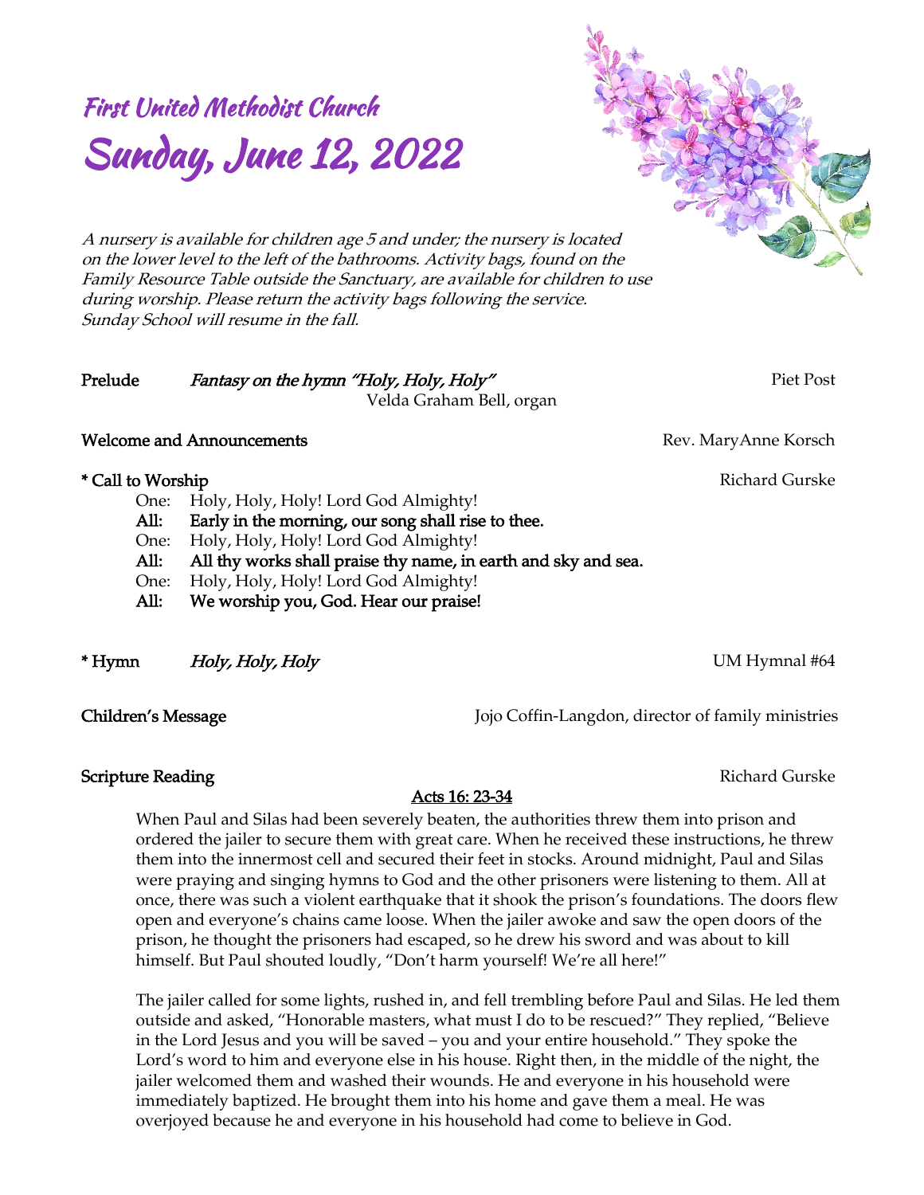# First United Methodist Church

# Sunday, June 12, 2022

*A nursery is available for children age 5 and under; the nursery is located on the lower level to the left of the bathrooms. Activity bags, found on the Family Resource Table outside the Sanctuary, are available for children to use during worship. Please return the activity bags following the service. Sunday School will resume in the fall.*

**Prelude** *Fantasy on the hymn "Holy, Holy, Holy"* Piet Post
Velda Graham Bell, organ

**Welcome and Announcements** Rev. MaryAnne Korsch

**\* Call to Worship** Richard Gurske

One: Holy, Holy, Holy! Lord God Almighty!
**All: Early in the morning, our song shall rise to thee.**
One: Holy, Holy, Holy! Lord God Almighty!
**All: All thy works shall praise thy name, in earth and sky and sea.**
One: Holy, Holy, Holy! Lord God Almighty!
**All: We worship you, God. Hear our praise!**

**\* Hymn** *Holy, Holy, Holy* UM Hymnal #64

**Children's Message** Jojo Coffin-Langdon, director of family ministries

**Scripture Reading** Richard Gurske

<u>Acts 16: 23-34</u>

When Paul and Silas had been severely beaten, the authorities threw them into prison and ordered the jailer to secure them with great care. When he received these instructions, he threw them into the innermost cell and secured their feet in stocks. Around midnight, Paul and Silas were praying and singing hymns to God and the other prisoners were listening to them. All at once, there was such a violent earthquake that it shook the prison's foundations. The doors flew open and everyone's chains came loose. When the jailer awoke and saw the open doors of the prison, he thought the prisoners had escaped, so he drew his sword and was about to kill himself. But Paul shouted loudly, "Don't harm yourself! We're all here!"

The jailer called for some lights, rushed in, and fell trembling before Paul and Silas. He led them outside and asked, "Honorable masters, what must I do to be rescued?" They replied, "Believe in the Lord Jesus and you will be saved – you and your entire household." They spoke the Lord's word to him and everyone else in his house. Right then, in the middle of the night, the jailer welcomed them and washed their wounds. He and everyone in his household were immediately baptized. He brought them into his home and gave them a meal. He was overjoyed because he and everyone in his household had come to believe in God.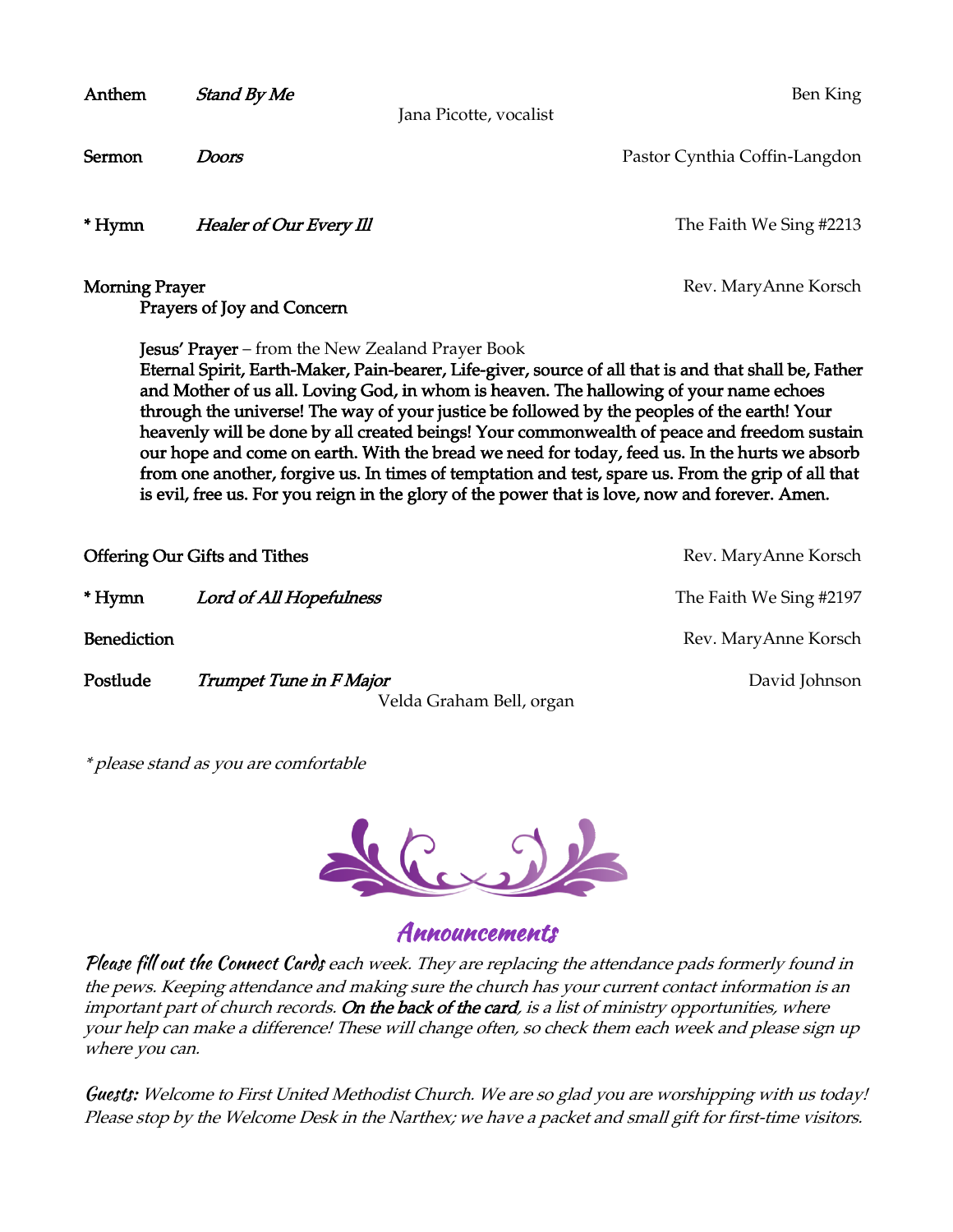**Anthem** *Stand By Me* Ben King
Jana Picotte, vocalist

**Sermon** *Doors* Pastor Cynthia Coffin-Langdon

**\* Hymn** *Healer of Our Every Ill* The Faith We Sing #2213

**Morning Prayer** Rev. MaryAnne Korsch
Prayers of Joy and Concern

**Jesus' Prayer** – from the New Zealand Prayer Book
**Eternal Spirit, Earth-Maker, Pain-bearer, Life-giver, source of all that is and that shall be, Father and Mother of us all. Loving God, in whom is heaven. The hallowing of your name echoes through the universe! The way of your justice be followed by the peoples of the earth! Your heavenly will be done by all created beings! Your commonwealth of peace and freedom sustain our hope and come on earth. With the bread we need for today, feed us. In the hurts we absorb from one another, forgive us. In times of temptation and test, spare us. From the grip of all that is evil, free us. For you reign in the glory of the power that is love, now and forever. Amen.**

**Offering Our Gifts and Tithes** Rev. MaryAnne Korsch

**\* Hymn** *Lord of All Hopefulness* The Faith We Sing #2197

**Benediction** Rev. MaryAnne Korsch

**Postlude** *Trumpet Tune in F Major* David Johnson
Velda Graham Bell, organ

*\* please stand as you are comfortable*

## Announcements

***Please fill out the Connect Cards*** *each week. They are replacing the attendance pads formerly found in the pews. Keeping attendance and making sure the church has your current contact information is an important part of church records.* ***On the back of the card****, is a list of ministry opportunities, where your help can make a difference! These will change often, so check them each week and please sign up where you can.*

***Guests:*** *Welcome to First United Methodist Church. We are so glad you are worshipping with us today! Please stop by the Welcome Desk in the Narthex; we have a packet and small gift for first-time visitors.*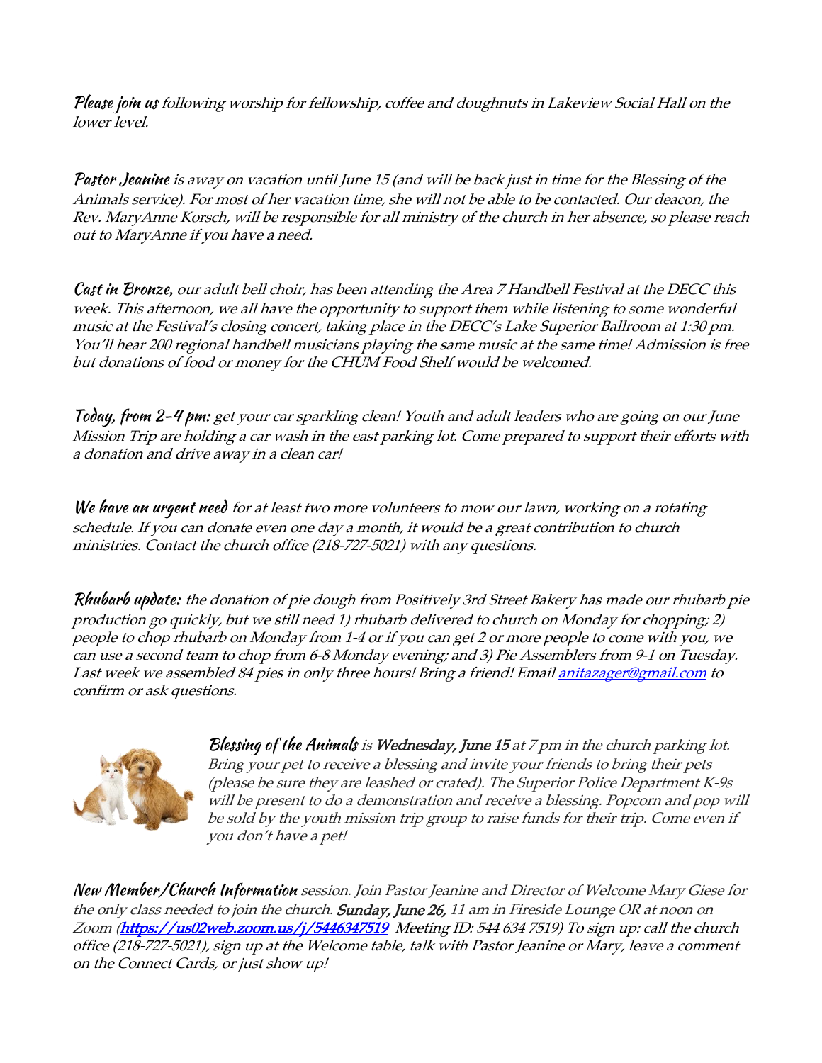**Please join us** *following worship for fellowship, coffee and doughnuts in Lakeview Social Hall on the lower level.*

**Pastor Jeanine** *is away on vacation until June 15 (and will be back just in time for the Blessing of the Animals service). For most of her vacation time, she will not be able to be contacted. Our deacon, the Rev. MaryAnne Korsch, will be responsible for all ministry of the church in her absence, so please reach out to MaryAnne if you have a need.*

**Cast in Bronze,** *our adult bell choir, has been attending the Area 7 Handbell Festival at the DECC this week. This afternoon, we all have the opportunity to support them while listening to some wonderful music at the Festival's closing concert, taking place in the DECC's Lake Superior Ballroom at 1:30 pm. You'll hear 200 regional handbell musicians playing the same music at the same time! Admission is free but donations of food or money for the CHUM Food Shelf would be welcomed.*

**Today, from 2-4 pm:** *get your car sparkling clean! Youth and adult leaders who are going on our June Mission Trip are holding a car wash in the east parking lot. Come prepared to support their efforts with a donation and drive away in a clean car!*

**We have an urgent need** *for at least two more volunteers to mow our lawn, working on a rotating schedule. If you can donate even one day a month, it would be a great contribution to church ministries. Contact the church office (218-727-5021) with any questions.*

**Rhubarb update:** *the donation of pie dough from Positively 3rd Street Bakery has made our rhubarb pie production go quickly, but we still need 1) rhubarb delivered to church on Monday for chopping; 2) people to chop rhubarb on Monday from 1-4 or if you can get 2 or more people to come with you, we can use a second team to chop from 6-8 Monday evening; and 3) Pie Assemblers from 9-1 on Tuesday. Last week we assembled 84 pies in only three hours! Bring a friend! Email [anitazager@gmail.com](mailto:anitazager@gmail.com) to confirm or ask questions.*

**Blessing of the Animals** *is* **Wednesday, June 15** *at 7 pm in the church parking lot. Bring your pet to receive a blessing and invite your friends to bring their pets (please be sure they are leashed or crated). The Superior Police Department K-9s will be present to do a demonstration and receive a blessing. Popcorn and pop will be sold by the youth mission trip group to raise funds for their trip. Come even if you don't have a pet!*

**New Member/Church Information** *session. Join Pastor Jeanine and Director of Welcome Mary Giese for the only class needed to join the church.* **Sunday, June 26,** *11 am in Fireside Lounge OR at noon on Zoom (**[https://us02web.zoom.us/j/5446347519](https://us02web.zoom.us/j/5446347519)** Meeting ID: 544 634 7519) To sign up: call the church office (218-727-5021), sign up at the Welcome table, talk with Pastor Jeanine or Mary, leave a comment on the Connect Cards, or just show up!*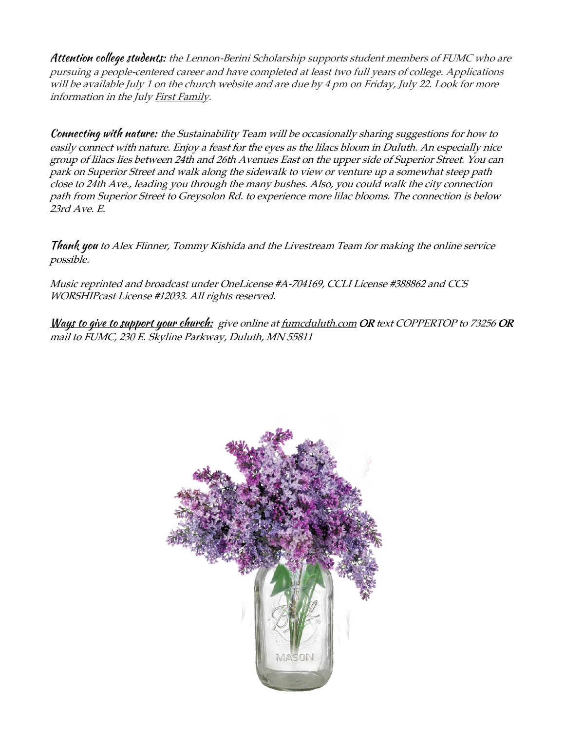**Attention college students:** *the Lennon-Berini Scholarship supports student members of FUMC who are pursuing a people-centered career and have completed at least two full years of college. Applications will be available July 1 on the church website and are due by 4 pm on Friday, July 22. Look for more information in the July First Family.*

**Connecting with nature:** *the Sustainability Team will be occasionally sharing suggestions for how to easily connect with nature. Enjoy a feast for the eyes as the lilacs bloom in Duluth. An especially nice group of lilacs lies between 24th and 26th Avenues East on the upper side of Superior Street. You can park on Superior Street and walk along the sidewalk to view or venture up a somewhat steep path close to 24th Ave., leading you through the many bushes. Also, you could walk the city connection path from Superior Street to Greysolon Rd. to experience more lilac blooms. The connection is below 23rd Ave. E.*

**Thank you** *to Alex Flinner, Tommy Kishida and the Livestream Team for making the online service possible.*

*Music reprinted and broadcast under OneLicense #A-704169, CCLI License #388862 and CCS WORSHIPcast License #12033. All rights reserved.*

**Ways to give to support your church:** *give online at fumcduluth.com* **OR** *text COPPERTOP to 73256* **OR** *mail to FUMC, 230 E. Skyline Parkway, Duluth, MN 55811*